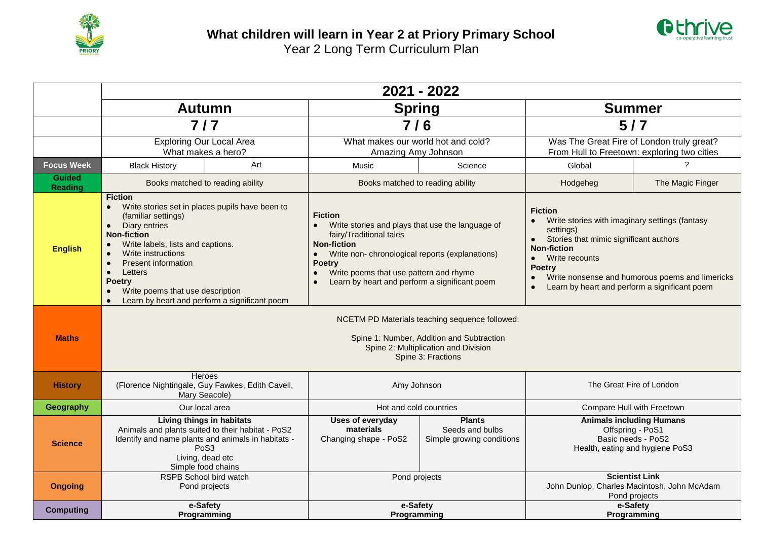# What children will learn in Year 2 at Priory Primary School

Year 2 Long Term Curriculum Plan

| | 2021 - 2022 | | | | | |
|---|---|---|---|---|---|---|
| | **Autumn** | | **Spring** | | **Summer** | |
| | **7 / 7** | | **7 / 6** | | **5 / 7** | |
| | Exploring Our Local Area<br>What makes a hero? | | What makes our world hot and cold?<br>Amazing Amy Johnson | | Was The Great Fire of London truly great?<br>From Hull to Freetown: exploring two cities | |
| **Focus Week** | Black History | Art | Music | Science | Global | ? |
| **Guided Reading** | Books matched to reading ability | | Books matched to reading ability | | Hodgeheg | The Magic Finger |
| **English** | **Fiction**<br>• Write stories set in places pupils have been to (familiar settings)<br>• Diary entries<br>**Non-fiction**<br>• Write labels, lists and captions.<br>• Write instructions<br>• Present information<br>• Letters<br>**Poetry**<br>• Write poems that use description<br>• Learn by heart and perform a significant poem | | **Fiction**<br>• Write stories and plays that use the language of fairy/Traditional tales<br>**Non-fiction**<br>• Write non- chronological reports (explanations)<br>**Poetry**<br>• Write poems that use pattern and rhyme<br>• Learn by heart and perform a significant poem | | **Fiction**<br>• Write stories with imaginary settings (fantasy settings)<br>• Stories that mimic significant authors<br>**Non-fiction**<br>• Write recounts<br>**Poetry**<br>• Write nonsense and humorous poems and limericks<br>• Learn by heart and perform a significant poem | |
| **Maths** | NCETM PD Materials teaching sequence followed:<br><br>Spine 1: Number, Addition and Subtraction<br>Spine 2: Multiplication and Division<br>Spine 3: Fractions | | | | | |
| **History** | Heroes<br>(Florence Nightingale, Guy Fawkes, Edith Cavell, Mary Seacole) | | Amy Johnson | | The Great Fire of London | |
| **Geography** | Our local area | | Hot and cold countries | | Compare Hull with Freetown | |
| **Science** | **Living things in habitats**<br>Animals and plants suited to their habitat - PoS2<br>Identify and name plants and animals in habitats - PoS3<br>Living, dead etc<br>Simple food chains | | **Uses of everyday materials**<br>Changing shape - PoS2 | **Plants**<br>Seeds and bulbs<br>Simple growing conditions | **Animals including Humans**<br>Offspring - PoS1<br>Basic needs - PoS2<br>Health, eating and hygiene PoS3 | |
| **Ongoing** | RSPB School bird watch<br>Pond projects | | Pond projects | | **Scientist Link**<br>John Dunlop, Charles Macintosh, John McAdam<br>Pond projects | |
| **Computing** | **e-Safety**<br>**Programming** | | **e-Safety**<br>**Programming** | | **e-Safety**<br>**Programming** | |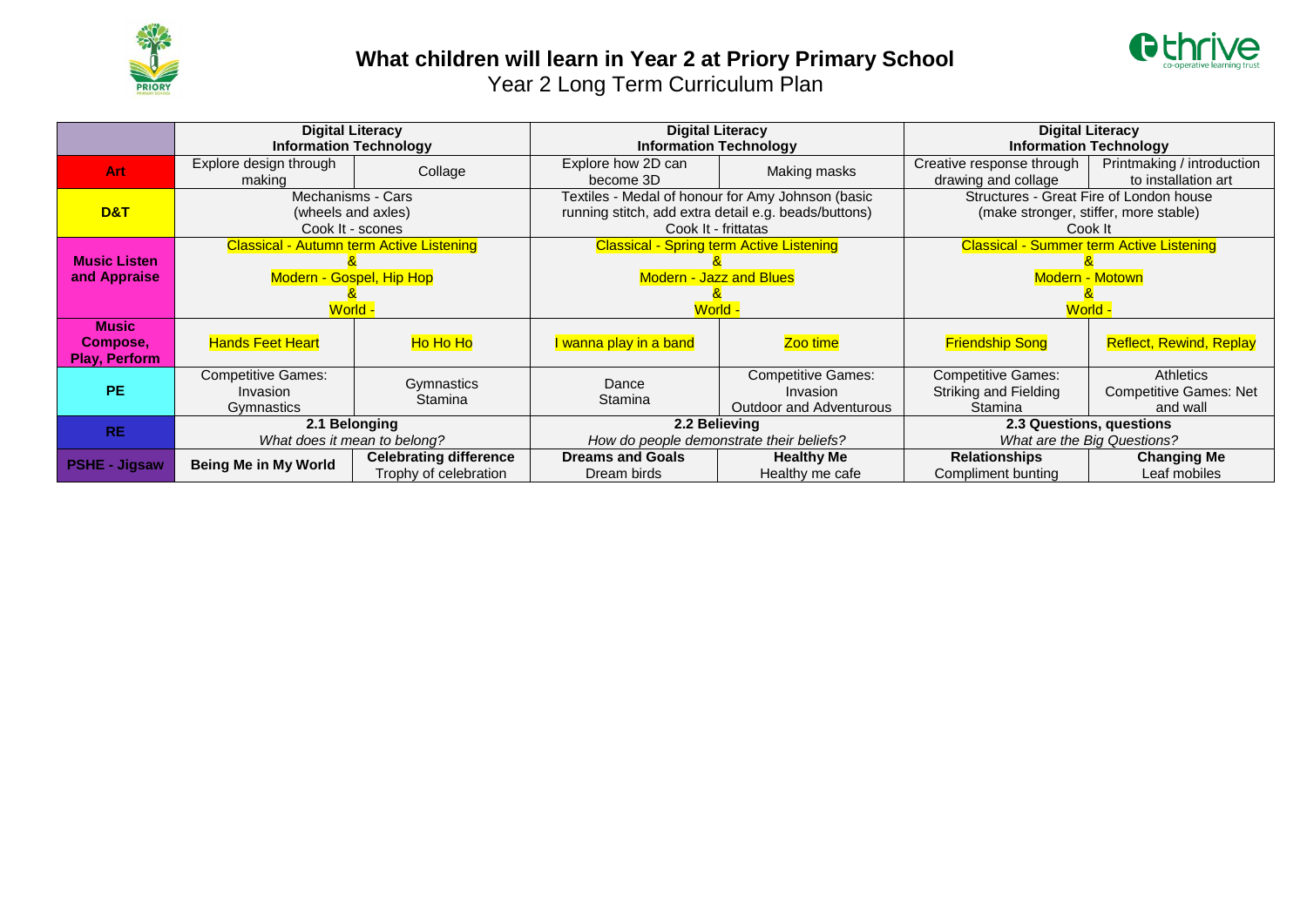# What children will learn in Year 2 at Priory Primary School

Year 2 Long Term Curriculum Plan

| | **Digital Literacy Information Technology** | | **Digital Literacy Information Technology** | | **Digital Literacy Information Technology** | |
|---|---|---|---|---|---|---|
| **Art** | Explore design through making | Collage | Explore how 2D can become 3D | Making masks | Creative response through drawing and collage | Printmaking / introduction to installation art |
| **D&T** | Mechanisms - Cars (wheels and axles) Cook It - scones | | Textiles - Medal of honour for Amy Johnson (basic running stitch, add extra detail e.g. beads/buttons) Cook It - frittatas | | Structures - Great Fire of London house (make stronger, stiffer, more stable) Cook It | |
| **Music Listen and Appraise** | Classical - Autumn term Active Listening & Modern - Gospel, Hip Hop & World - | | Classical - Spring term Active Listening & Modern - Jazz and Blues & World - | | Classical - Summer term Active Listening & Modern - Motown & World - | |
| **Music Compose, Play, Perform** | Hands Feet Heart | Ho Ho Ho | I wanna play in a band | Zoo time | Friendship Song | Reflect, Rewind, Replay |
| **PE** | Competitive Games: Invasion Gymnastics | Gymnastics Stamina | Dance Stamina | Competitive Games: Invasion Outdoor and Adventurous | Competitive Games: Striking and Fielding Stamina | Athletics Competitive Games: Net and wall |
| **RE** | **2.1 Belonging** *What does it mean to belong?* | | **2.2 Believing** *How do people demonstrate their beliefs?* | | **2.3 Questions, questions** *What are the Big Questions?* | |
| **PSHE - Jigsaw** | **Being Me in My World** | **Celebrating difference** Trophy of celebration | **Dreams and Goals** Dream birds | **Healthy Me** Healthy me cafe | **Relationships** Compliment bunting | **Changing Me** Leaf mobiles |